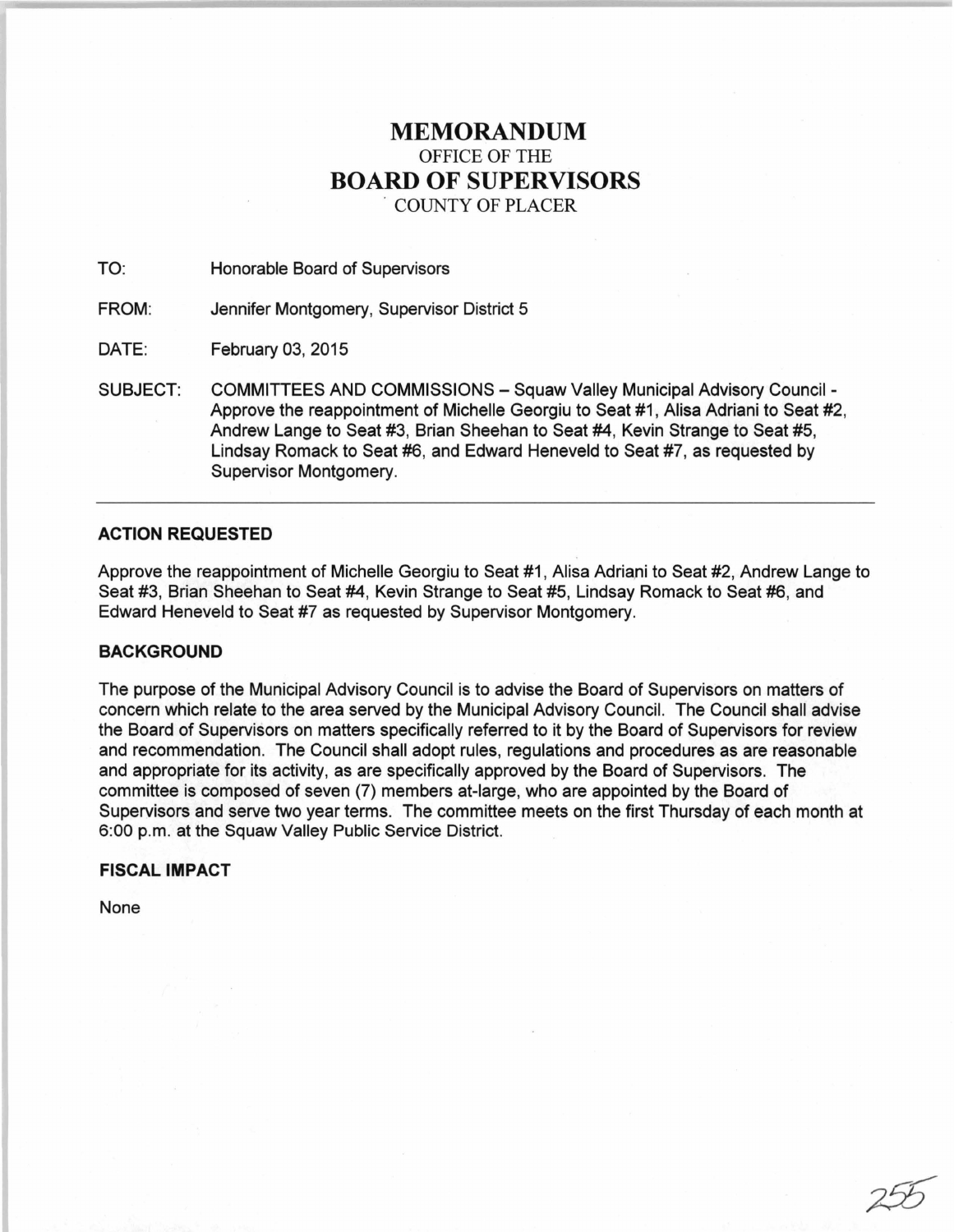# MEMORANDUM

OFFICE OF THE

# BOARD OF SUPERVISORS

COUNTY OF PLACER

TO: Honorable Board of Supervisors

FROM: Jennifer Montgomery, Supervisor District 5

DATE: February 03, 2015

SUBJECT: COMMITTEES AND COMMISSIONS – Squaw Valley Municipal Advisory Council - Approve the reappointment of Michelle Georgiu to Seat #1, Alisa Adriani to Seat #2, Andrew Lange to Seat #3, Brian Sheehan to Seat #4, Kevin Strange to Seat #5, Lindsay Romack to Seat #6, and Edward Heneveld to Seat #7, as requested by Supervisor Montgomery.

---

## ACTION REQUESTED

Approve the reappointment of Michelle Georgiu to Seat #1, Alisa Adriani to Seat #2, Andrew Lange to Seat #3, Brian Sheehan to Seat #4, Kevin Strange to Seat #5, Lindsay Romack to Seat #6, and Edward Heneveld to Seat #7 as requested by Supervisor Montgomery.

## BACKGROUND

The purpose of the Municipal Advisory Council is to advise the Board of Supervisors on matters of concern which relate to the area served by the Municipal Advisory Council. The Council shall advise the Board of Supervisors on matters specifically referred to it by the Board of Supervisors for review and recommendation. The Council shall adopt rules, regulations and procedures as are reasonable and appropriate for its activity, as are specifically approved by the Board of Supervisors. The committee is composed of seven (7) members at-large, who are appointed by the Board of Supervisors and serve two year terms. The committee meets on the first Thursday of each month at 6:00 p.m. at the Squaw Valley Public Service District.

## FISCAL IMPACT

None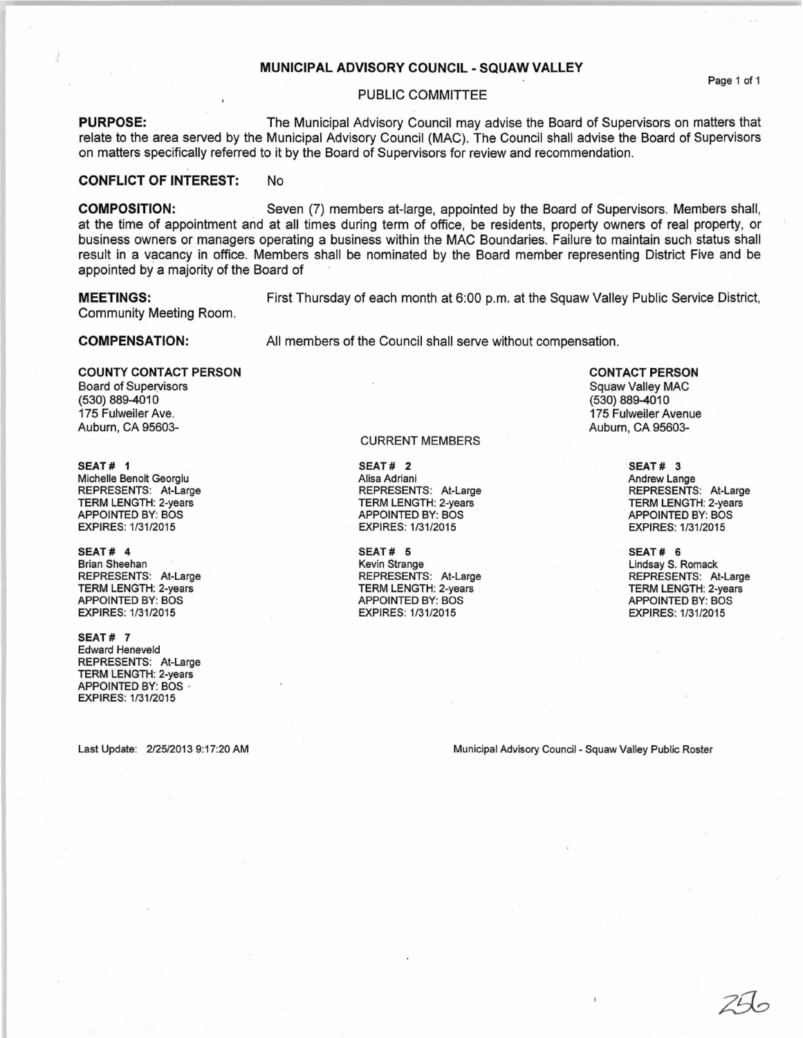# MUNICIPAL ADVISORY COUNCIL - SQUAW VALLEY

## PUBLIC COMMITTEE

**PURPOSE:** The Municipal Advisory Council may advise the Board of Supervisors on matters that relate to the area served by the Municipal Advisory Council (MAC). The Council shall advise the Board of Supervisors on matters specifically referred to it by the Board of Supervisors for review and recommendation.

**CONFLICT OF INTEREST:** No

**COMPOSITION:** Seven (7) members at-large, appointed by the Board of Supervisors. Members shall, at the time of appointment and at all times during term of office, be residents, property owners of real property, or business owners or managers operating a business within the MAC Boundaries. Failure to maintain such status shall result in a vacancy in office. Members shall be nominated by the Board member representing District Five and be appointed by a majority of the Board of

**MEETINGS:** First Thursday of each month at 6:00 p.m. at the Squaw Valley Public Service District, Community Meeting Room.

**COMPENSATION:** All members of the Council shall serve without compensation.

**COUNTY CONTACT PERSON**
Board of Supervisors
(530) 889-4010
175 Fulweiler Ave.
Auburn, CA 95603-

**CONTACT PERSON**
Squaw Valley MAC
(530) 889-4010
175 Fulweiler Avenue
Auburn, CA 95603-

### CURRENT MEMBERS

**SEAT # 1**
Michelle Benoit Georgiu
REPRESENTS: At-Large
TERM LENGTH: 2-years
APPOINTED BY: BOS
EXPIRES: 1/31/2015

**SEAT # 2**
Alisa Adriani
REPRESENTS: At-Large
TERM LENGTH: 2-years
APPOINTED BY: BOS
EXPIRES: 1/31/2015

**SEAT # 3**
Andrew Lange
REPRESENTS: At-Large
TERM LENGTH: 2-years
APPOINTED BY: BOS
EXPIRES: 1/31/2015

**SEAT # 4**
Brian Sheehan
REPRESENTS: At-Large
TERM LENGTH: 2-years
APPOINTED BY: BOS
EXPIRES: 1/31/2015

**SEAT # 5**
Kevin Strange
REPRESENTS: At-Large
TERM LENGTH: 2-years
APPOINTED BY: BOS
EXPIRES: 1/31/2015

**SEAT # 6**
Lindsay S. Romack
REPRESENTS: At-Large
TERM LENGTH: 2-years
APPOINTED BY: BOS
EXPIRES: 1/31/2015

**SEAT # 7**
Edward Heneveld
REPRESENTS: At-Large
TERM LENGTH: 2-years
APPOINTED BY: BOS
EXPIRES: 1/31/2015

Last Update: 2/25/2013 9:17:20 AM

Municipal Advisory Council - Squaw Valley Public Roster